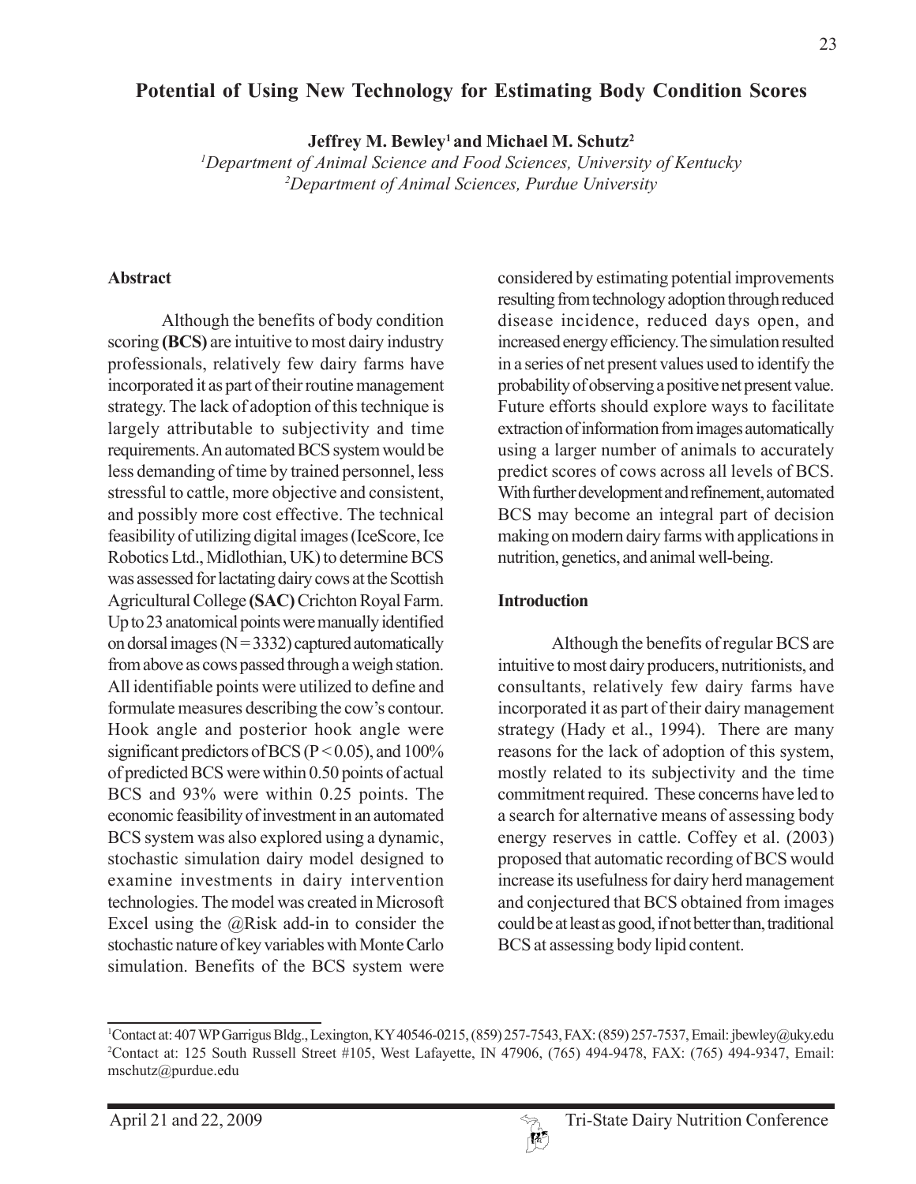# Potential of Using New Technology for Estimating Body Condition Scores

**Jeffrey M. Bewley[1] and Michael M. Schutz[2]**

*[1]Department of Animal Science and Food Sciences, University of Kentucky*
*[2]Department of Animal Sciences, Purdue University*

## Abstract

Although the benefits of body condition scoring **(BCS)** are intuitive to most dairy industry professionals, relatively few dairy farms have incorporated it as part of their routine management strategy. The lack of adoption of this technique is largely attributable to subjectivity and time requirements. An automated BCS system would be less demanding of time by trained personnel, less stressful to cattle, more objective and consistent, and possibly more cost effective. The technical feasibility of utilizing digital images (IceScore, Ice Robotics Ltd., Midlothian, UK) to determine BCS was assessed for lactating dairy cows at the Scottish Agricultural College **(SAC)** Crichton Royal Farm. Up to 23 anatomical points were manually identified on dorsal images (N = 3332) captured automatically from above as cows passed through a weigh station. All identifiable points were utilized to define and formulate measures describing the cow's contour. Hook angle and posterior hook angle were significant predictors of BCS ($P < 0.05$), and 100% of predicted BCS were within 0.50 points of actual BCS and 93% were within 0.25 points. The economic feasibility of investment in an automated BCS system was also explored using a dynamic, stochastic simulation dairy model designed to examine investments in dairy intervention technologies. The model was created in Microsoft Excel using the @Risk add-in to consider the stochastic nature of key variables with Monte Carlo simulation. Benefits of the BCS system were considered by estimating potential improvements resulting from technology adoption through reduced disease incidence, reduced days open, and increased energy efficiency. The simulation resulted in a series of net present values used to identify the probability of observing a positive net present value. Future efforts should explore ways to facilitate extraction of information from images automatically using a larger number of animals to accurately predict scores of cows across all levels of BCS. With further development and refinement, automated BCS may become an integral part of decision making on modern dairy farms with applications in nutrition, genetics, and animal well-being.

## Introduction

Although the benefits of regular BCS are intuitive to most dairy producers, nutritionists, and consultants, relatively few dairy farms have incorporated it as part of their dairy management strategy (Hady et al., 1994). There are many reasons for the lack of adoption of this system, mostly related to its subjectivity and the time commitment required. These concerns have led to a search for alternative means of assessing body energy reserves in cattle. Coffey et al. (2003) proposed that automatic recording of BCS would increase its usefulness for dairy herd management and conjectured that BCS obtained from images could be at least as good, if not better than, traditional BCS at assessing body lipid content.

---

[1]Contact at: 407 WP Garrigus Bldg., Lexington, KY 40546-0215, (859) 257-7543, FAX: (859) 257-7537, Email: jbewley@uky.edu
[2]Contact at: 125 South Russell Street #105, West Lafayette, IN 47906, (765) 494-9478, FAX: (765) 494-9347, Email: mschutz@purdue.edu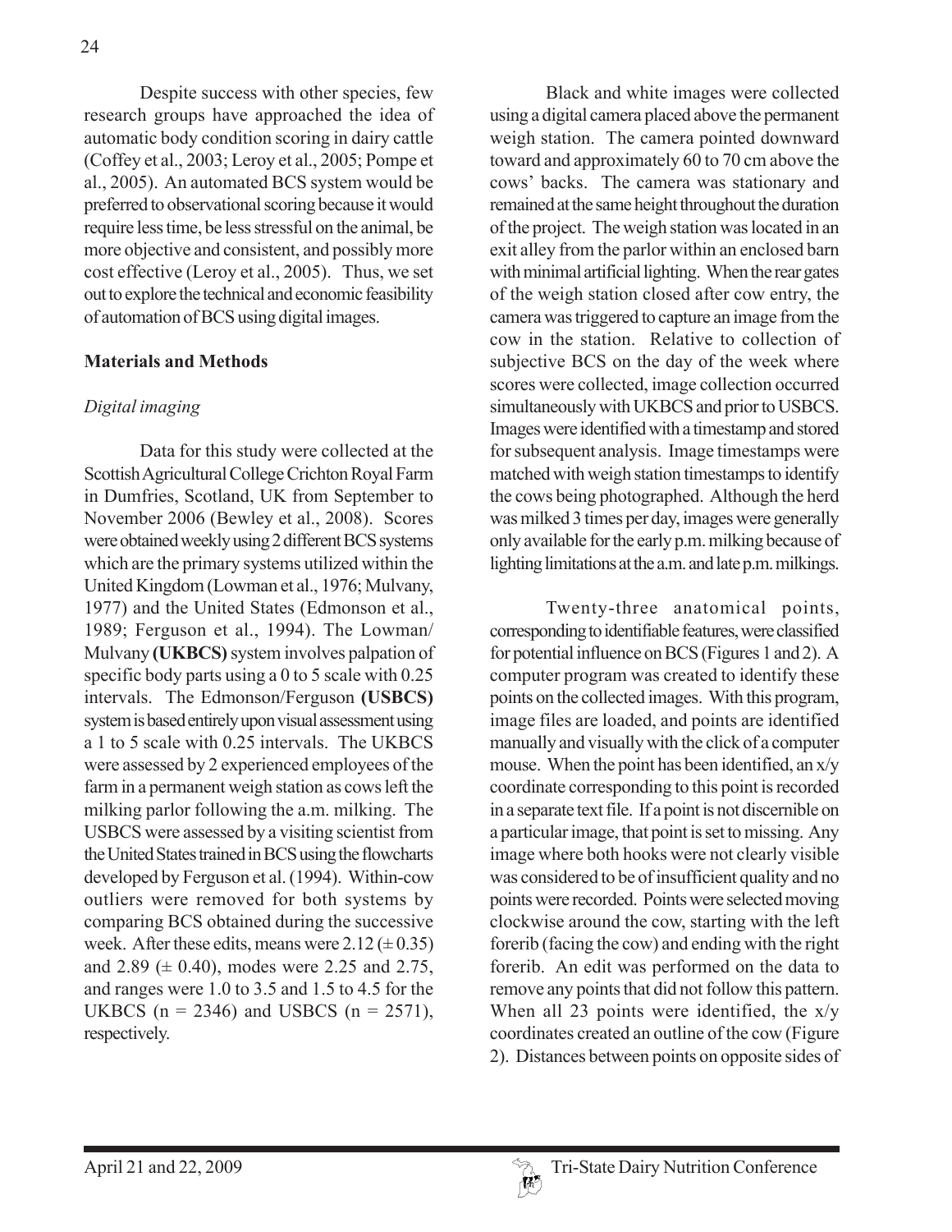Despite success with other species, few research groups have approached the idea of automatic body condition scoring in dairy cattle (Coffey et al., 2003; Leroy et al., 2005; Pompe et al., 2005). An automated BCS system would be preferred to observational scoring because it would require less time, be less stressful on the animal, be more objective and consistent, and possibly more cost effective (Leroy et al., 2005). Thus, we set out to explore the technical and economic feasibility of automation of BCS using digital images.

## Materials and Methods

### *Digital imaging*

Data for this study were collected at the Scottish Agricultural College Crichton Royal Farm in Dumfries, Scotland, UK from September to November 2006 (Bewley et al., 2008). Scores were obtained weekly using 2 different BCS systems which are the primary systems utilized within the United Kingdom (Lowman et al., 1976; Mulvany, 1977) and the United States (Edmonson et al., 1989; Ferguson et al., 1994). The Lowman/ Mulvany **(UKBCS)** system involves palpation of specific body parts using a 0 to 5 scale with 0.25 intervals. The Edmonson/Ferguson **(USBCS)** system is based entirely upon visual assessment using a 1 to 5 scale with 0.25 intervals. The UKBCS were assessed by 2 experienced employees of the farm in a permanent weigh station as cows left the milking parlor following the a.m. milking. The USBCS were assessed by a visiting scientist from the United States trained in BCS using the flowcharts developed by Ferguson et al. (1994). Within-cow outliers were removed for both systems by comparing BCS obtained during the successive week. After these edits, means were 2.12 (± 0.35) and 2.89 (± 0.40), modes were 2.25 and 2.75, and ranges were 1.0 to 3.5 and 1.5 to 4.5 for the UKBCS (n = 2346) and USBCS (n = 2571), respectively.

Black and white images were collected using a digital camera placed above the permanent weigh station. The camera pointed downward toward and approximately 60 to 70 cm above the cows' backs. The camera was stationary and remained at the same height throughout the duration of the project. The weigh station was located in an exit alley from the parlor within an enclosed barn with minimal artificial lighting. When the rear gates of the weigh station closed after cow entry, the camera was triggered to capture an image from the cow in the station. Relative to collection of subjective BCS on the day of the week where scores were collected, image collection occurred simultaneously with UKBCS and prior to USBCS. Images were identified with a timestamp and stored for subsequent analysis. Image timestamps were matched with weigh station timestamps to identify the cows being photographed. Although the herd was milked 3 times per day, images were generally only available for the early p.m. milking because of lighting limitations at the a.m. and late p.m. milkings.

Twenty-three anatomical points, corresponding to identifiable features, were classified for potential influence on BCS (Figures 1 and 2). A computer program was created to identify these points on the collected images. With this program, image files are loaded, and points are identified manually and visually with the click of a computer mouse. When the point has been identified, an x/y coordinate corresponding to this point is recorded in a separate text file. If a point is not discernible on a particular image, that point is set to missing. Any image where both hooks were not clearly visible was considered to be of insufficient quality and no points were recorded. Points were selected moving clockwise around the cow, starting with the left forerib (facing the cow) and ending with the right forerib. An edit was performed on the data to remove any points that did not follow this pattern. When all 23 points were identified, the x/y coordinates created an outline of the cow (Figure 2). Distances between points on opposite sides of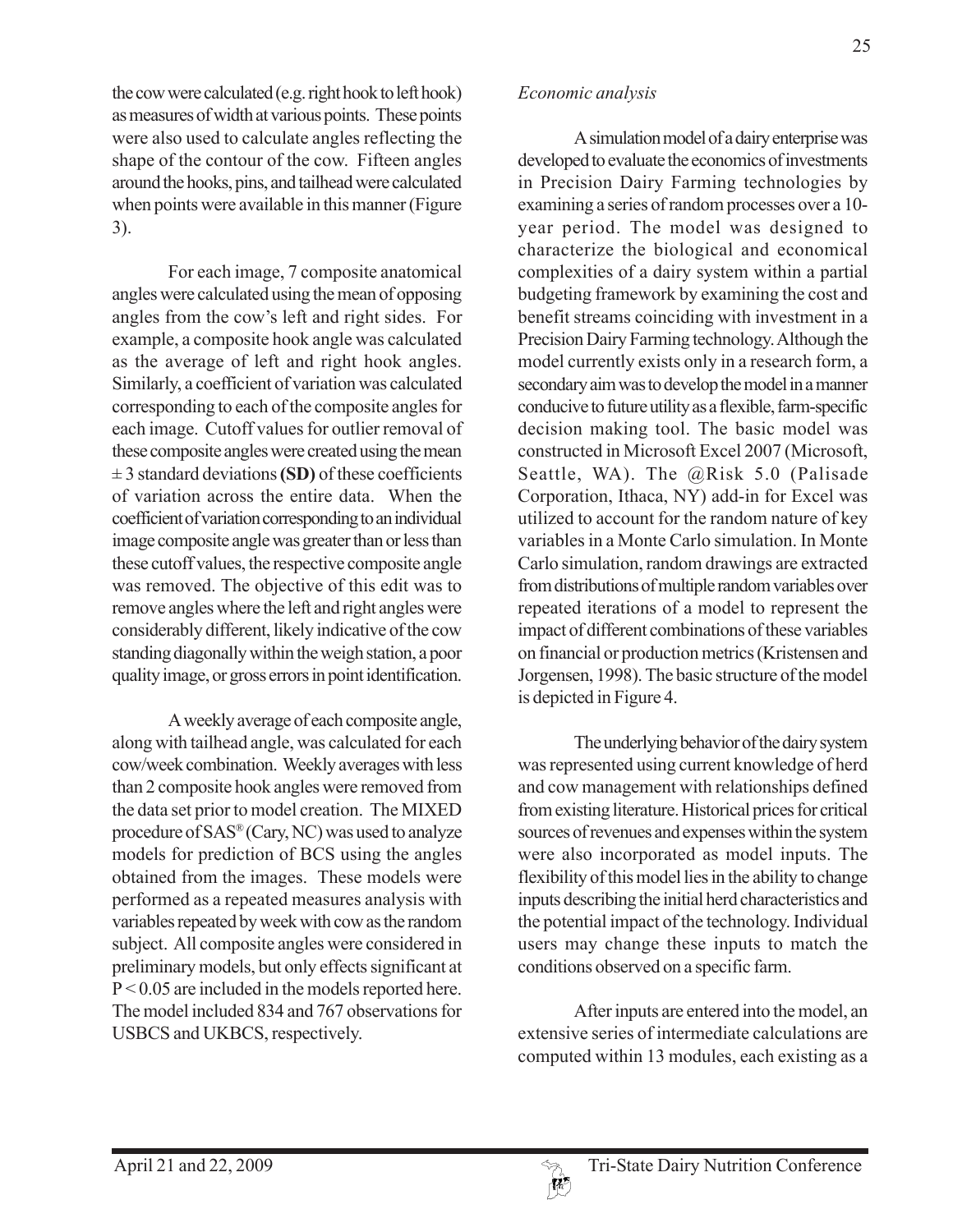the cow were calculated (e.g. right hook to left hook) as measures of width at various points. These points were also used to calculate angles reflecting the shape of the contour of the cow. Fifteen angles around the hooks, pins, and tailhead were calculated when points were available in this manner (Figure 3).

For each image, 7 composite anatomical angles were calculated using the mean of opposing angles from the cow's left and right sides. For example, a composite hook angle was calculated as the average of left and right hook angles. Similarly, a coefficient of variation was calculated corresponding to each of the composite angles for each image. Cutoff values for outlier removal of these composite angles were created using the mean ± 3 standard deviations **(SD)** of these coefficients of variation across the entire data. When the coefficient of variation corresponding to an individual image composite angle was greater than or less than these cutoff values, the respective composite angle was removed. The objective of this edit was to remove angles where the left and right angles were considerably different, likely indicative of the cow standing diagonally within the weigh station, a poor quality image, or gross errors in point identification.

A weekly average of each composite angle, along with tailhead angle, was calculated for each cow/week combination. Weekly averages with less than 2 composite hook angles were removed from the data set prior to model creation. The MIXED procedure of SAS® (Cary, NC) was used to analyze models for prediction of BCS using the angles obtained from the images. These models were performed as a repeated measures analysis with variables repeated by week with cow as the random subject. All composite angles were considered in preliminary models, but only effects significant at $P < 0.05$ are included in the models reported here. The model included 834 and 767 observations for USBCS and UKBCS, respectively.

*Economic analysis*

A simulation model of a dairy enterprise was developed to evaluate the economics of investments in Precision Dairy Farming technologies by examining a series of random processes over a 10-year period. The model was designed to characterize the biological and economical complexities of a dairy system within a partial budgeting framework by examining the cost and benefit streams coinciding with investment in a Precision Dairy Farming technology. Although the model currently exists only in a research form, a secondary aim was to develop the model in a manner conducive to future utility as a flexible, farm-specific decision making tool. The basic model was constructed in Microsoft Excel 2007 (Microsoft, Seattle, WA). The @Risk 5.0 (Palisade Corporation, Ithaca, NY) add-in for Excel was utilized to account for the random nature of key variables in a Monte Carlo simulation. In Monte Carlo simulation, random drawings are extracted from distributions of multiple random variables over repeated iterations of a model to represent the impact of different combinations of these variables on financial or production metrics (Kristensen and Jorgensen, 1998). The basic structure of the model is depicted in Figure 4.

The underlying behavior of the dairy system was represented using current knowledge of herd and cow management with relationships defined from existing literature. Historical prices for critical sources of revenues and expenses within the system were also incorporated as model inputs. The flexibility of this model lies in the ability to change inputs describing the initial herd characteristics and the potential impact of the technology. Individual users may change these inputs to match the conditions observed on a specific farm.

After inputs are entered into the model, an extensive series of intermediate calculations are computed within 13 modules, each existing as a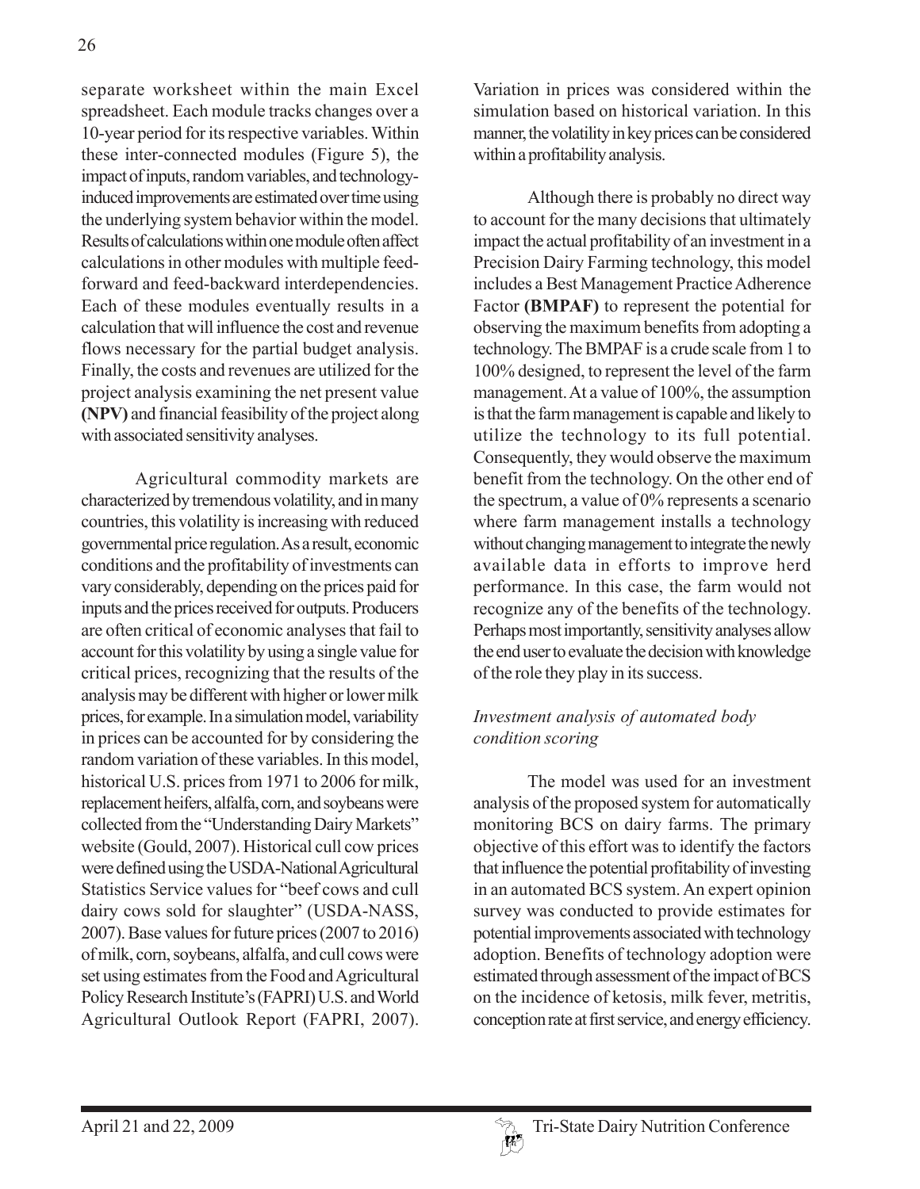separate worksheet within the main Excel spreadsheet. Each module tracks changes over a 10-year period for its respective variables. Within these inter-connected modules (Figure 5), the impact of inputs, random variables, and technology-induced improvements are estimated over time using the underlying system behavior within the model. Results of calculations within one module often affect calculations in other modules with multiple feed-forward and feed-backward interdependencies. Each of these modules eventually results in a calculation that will influence the cost and revenue flows necessary for the partial budget analysis. Finally, the costs and revenues are utilized for the project analysis examining the net present value **(NPV)** and financial feasibility of the project along with associated sensitivity analyses.

Agricultural commodity markets are characterized by tremendous volatility, and in many countries, this volatility is increasing with reduced governmental price regulation. As a result, economic conditions and the profitability of investments can vary considerably, depending on the prices paid for inputs and the prices received for outputs. Producers are often critical of economic analyses that fail to account for this volatility by using a single value for critical prices, recognizing that the results of the analysis may be different with higher or lower milk prices, for example. In a simulation model, variability in prices can be accounted for by considering the random variation of these variables. In this model, historical U.S. prices from 1971 to 2006 for milk, replacement heifers, alfalfa, corn, and soybeans were collected from the "Understanding Dairy Markets" website (Gould, 2007). Historical cull cow prices were defined using the USDA-National Agricultural Statistics Service values for "beef cows and cull dairy cows sold for slaughter" (USDA-NASS, 2007). Base values for future prices (2007 to 2016) of milk, corn, soybeans, alfalfa, and cull cows were set using estimates from the Food and Agricultural Policy Research Institute's (FAPRI) U.S. and World Agricultural Outlook Report (FAPRI, 2007). Variation in prices was considered within the simulation based on historical variation. In this manner, the volatility in key prices can be considered within a profitability analysis.

Although there is probably no direct way to account for the many decisions that ultimately impact the actual profitability of an investment in a Precision Dairy Farming technology, this model includes a Best Management Practice Adherence Factor **(BMPAF)** to represent the potential for observing the maximum benefits from adopting a technology. The BMPAF is a crude scale from 1 to 100% designed, to represent the level of the farm management. At a value of 100%, the assumption is that the farm management is capable and likely to utilize the technology to its full potential. Consequently, they would observe the maximum benefit from the technology. On the other end of the spectrum, a value of 0% represents a scenario where farm management installs a technology without changing management to integrate the newly available data in efforts to improve herd performance. In this case, the farm would not recognize any of the benefits of the technology. Perhaps most importantly, sensitivity analyses allow the end user to evaluate the decision with knowledge of the role they play in its success.

### *Investment analysis of automated body condition scoring*

The model was used for an investment analysis of the proposed system for automatically monitoring BCS on dairy farms. The primary objective of this effort was to identify the factors that influence the potential profitability of investing in an automated BCS system. An expert opinion survey was conducted to provide estimates for potential improvements associated with technology adoption. Benefits of technology adoption were estimated through assessment of the impact of BCS on the incidence of ketosis, milk fever, metritis, conception rate at first service, and energy efficiency.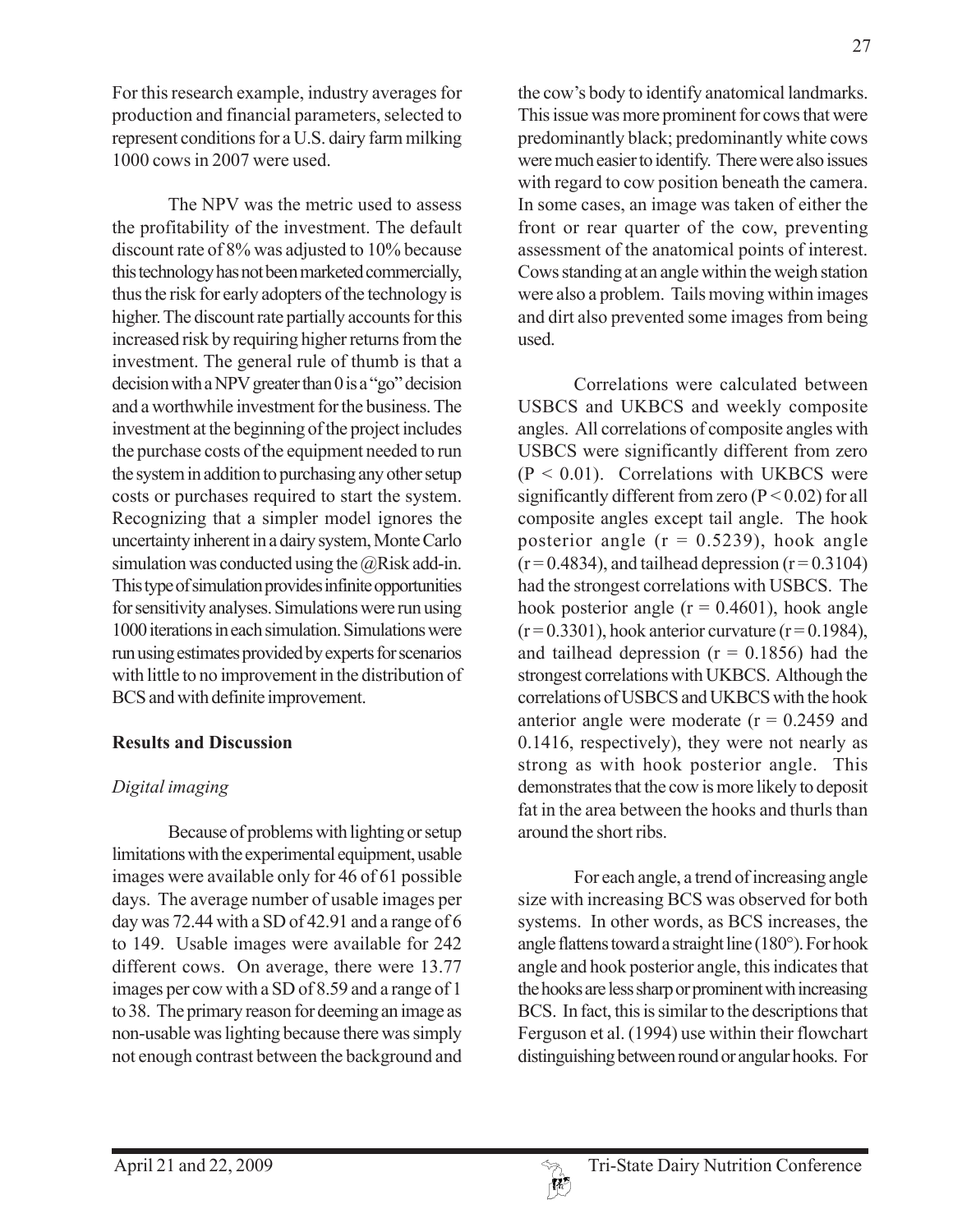For this research example, industry averages for production and financial parameters, selected to represent conditions for a U.S. dairy farm milking 1000 cows in 2007 were used.

The NPV was the metric used to assess the profitability of the investment. The default discount rate of 8% was adjusted to 10% because this technology has not been marketed commercially, thus the risk for early adopters of the technology is higher. The discount rate partially accounts for this increased risk by requiring higher returns from the investment. The general rule of thumb is that a decision with a NPV greater than 0 is a "go" decision and a worthwhile investment for the business. The investment at the beginning of the project includes the purchase costs of the equipment needed to run the system in addition to purchasing any other setup costs or purchases required to start the system. Recognizing that a simpler model ignores the uncertainty inherent in a dairy system, Monte Carlo simulation was conducted using the @Risk add-in. This type of simulation provides infinite opportunities for sensitivity analyses. Simulations were run using 1000 iterations in each simulation. Simulations were run using estimates provided by experts for scenarios with little to no improvement in the distribution of BCS and with definite improvement.

## Results and Discussion

### *Digital imaging*

Because of problems with lighting or setup limitations with the experimental equipment, usable images were available only for 46 of 61 possible days. The average number of usable images per day was 72.44 with a SD of 42.91 and a range of 6 to 149. Usable images were available for 242 different cows. On average, there were 13.77 images per cow with a SD of 8.59 and a range of 1 to 38. The primary reason for deeming an image as non-usable was lighting because there was simply not enough contrast between the background and the cow's body to identify anatomical landmarks. This issue was more prominent for cows that were predominantly black; predominantly white cows were much easier to identify. There were also issues with regard to cow position beneath the camera. In some cases, an image was taken of either the front or rear quarter of the cow, preventing assessment of the anatomical points of interest. Cows standing at an angle within the weigh station were also a problem. Tails moving within images and dirt also prevented some images from being used.

Correlations were calculated between USBCS and UKBCS and weekly composite angles. All correlations of composite angles with USBCS were significantly different from zero ($P < 0.01$). Correlations with UKBCS were significantly different from zero ($P < 0.02$) for all composite angles except tail angle. The hook posterior angle ($r = 0.5239$), hook angle ($r = 0.4834$), and tailhead depression ($r = 0.3104$) had the strongest correlations with USBCS. The hook posterior angle ($r = 0.4601$), hook angle ($r = 0.3301$), hook anterior curvature ($r = 0.1984$), and tailhead depression ($r = 0.1856$) had the strongest correlations with UKBCS. Although the correlations of USBCS and UKBCS with the hook anterior angle were moderate ($r = 0.2459$ and 0.1416, respectively), they were not nearly as strong as with hook posterior angle. This demonstrates that the cow is more likely to deposit fat in the area between the hooks and thurls than around the short ribs.

For each angle, a trend of increasing angle size with increasing BCS was observed for both systems. In other words, as BCS increases, the angle flattens toward a straight line (180°). For hook angle and hook posterior angle, this indicates that the hooks are less sharp or prominent with increasing BCS. In fact, this is similar to the descriptions that Ferguson et al. (1994) use within their flowchart distinguishing between round or angular hooks. For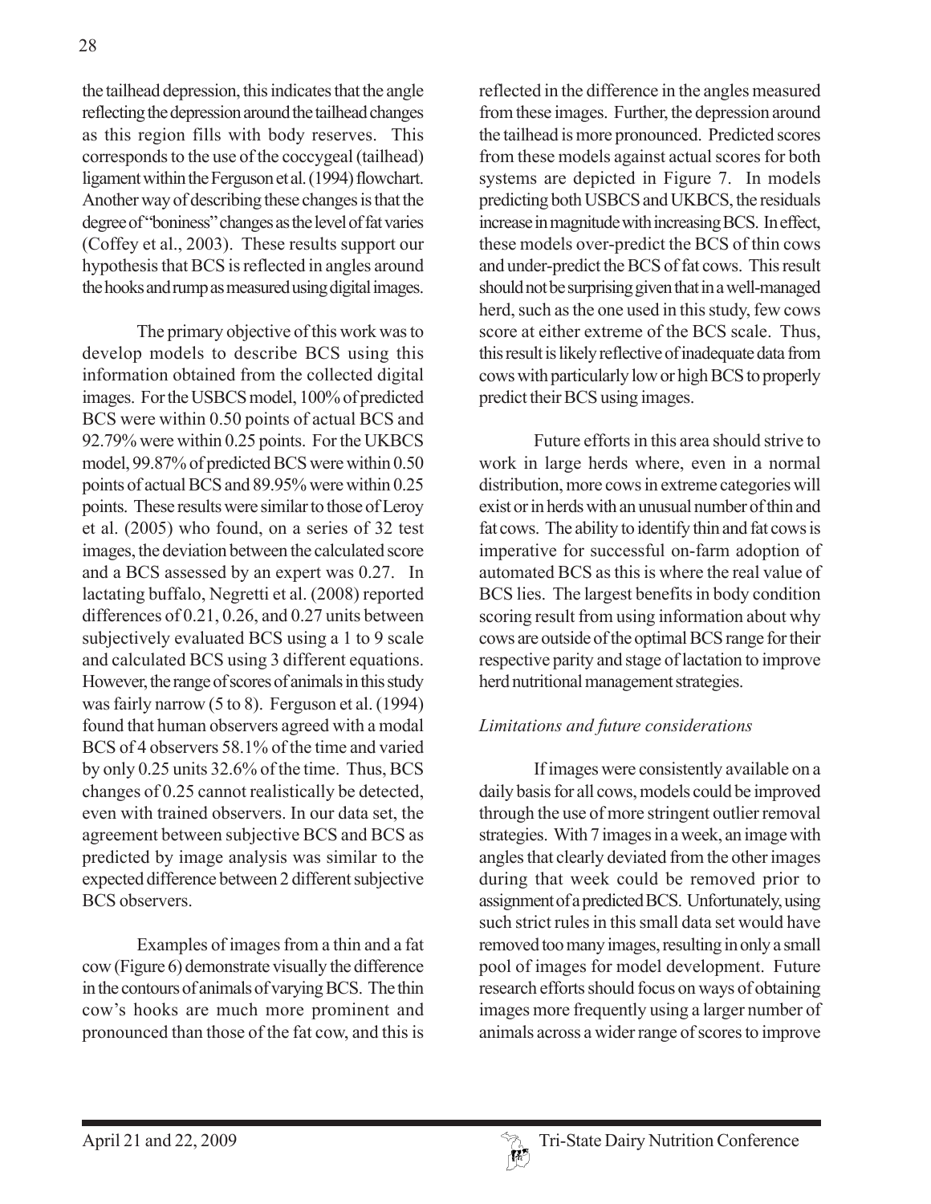the tailhead depression, this indicates that the angle reflecting the depression around the tailhead changes as this region fills with body reserves. This corresponds to the use of the coccygeal (tailhead) ligament within the Ferguson et al. (1994) flowchart. Another way of describing these changes is that the degree of "boniness" changes as the level of fat varies (Coffey et al., 2003). These results support our hypothesis that BCS is reflected in angles around the hooks and rump as measured using digital images.

The primary objective of this work was to develop models to describe BCS using this information obtained from the collected digital images. For the USBCS model, 100% of predicted BCS were within 0.50 points of actual BCS and 92.79% were within 0.25 points. For the UKBCS model, 99.87% of predicted BCS were within 0.50 points of actual BCS and 89.95% were within 0.25 points. These results were similar to those of Leroy et al. (2005) who found, on a series of 32 test images, the deviation between the calculated score and a BCS assessed by an expert was 0.27. In lactating buffalo, Negretti et al. (2008) reported differences of 0.21, 0.26, and 0.27 units between subjectively evaluated BCS using a 1 to 9 scale and calculated BCS using 3 different equations. However, the range of scores of animals in this study was fairly narrow (5 to 8). Ferguson et al. (1994) found that human observers agreed with a modal BCS of 4 observers 58.1% of the time and varied by only 0.25 units 32.6% of the time. Thus, BCS changes of 0.25 cannot realistically be detected, even with trained observers. In our data set, the agreement between subjective BCS and BCS as predicted by image analysis was similar to the expected difference between 2 different subjective BCS observers.

Examples of images from a thin and a fat cow (Figure 6) demonstrate visually the difference in the contours of animals of varying BCS. The thin cow's hooks are much more prominent and pronounced than those of the fat cow, and this is reflected in the difference in the angles measured from these images. Further, the depression around the tailhead is more pronounced. Predicted scores from these models against actual scores for both systems are depicted in Figure 7. In models predicting both USBCS and UKBCS, the residuals increase in magnitude with increasing BCS. In effect, these models over-predict the BCS of thin cows and under-predict the BCS of fat cows. This result should not be surprising given that in a well-managed herd, such as the one used in this study, few cows score at either extreme of the BCS scale. Thus, this result is likely reflective of inadequate data from cows with particularly low or high BCS to properly predict their BCS using images.

Future efforts in this area should strive to work in large herds where, even in a normal distribution, more cows in extreme categories will exist or in herds with an unusual number of thin and fat cows. The ability to identify thin and fat cows is imperative for successful on-farm adoption of automated BCS as this is where the real value of BCS lies. The largest benefits in body condition scoring result from using information about why cows are outside of the optimal BCS range for their respective parity and stage of lactation to improve herd nutritional management strategies.

### *Limitations and future considerations*

If images were consistently available on a daily basis for all cows, models could be improved through the use of more stringent outlier removal strategies. With 7 images in a week, an image with angles that clearly deviated from the other images during that week could be removed prior to assignment of a predicted BCS. Unfortunately, using such strict rules in this small data set would have removed too many images, resulting in only a small pool of images for model development. Future research efforts should focus on ways of obtaining images more frequently using a larger number of animals across a wider range of scores to improve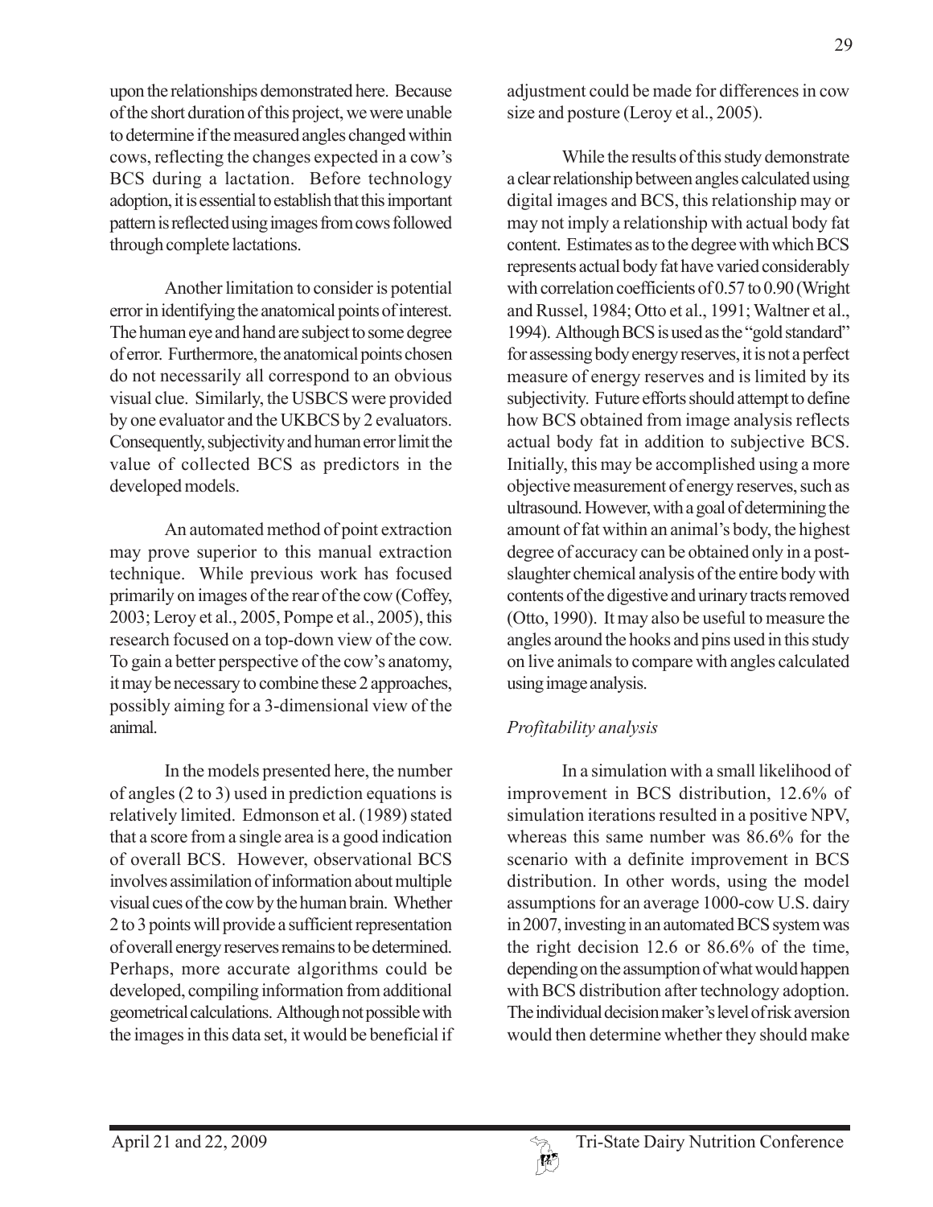upon the relationships demonstrated here. Because of the short duration of this project, we were unable to determine if the measured angles changed within cows, reflecting the changes expected in a cow's BCS during a lactation. Before technology adoption, it is essential to establish that this important pattern is reflected using images from cows followed through complete lactations.

Another limitation to consider is potential error in identifying the anatomical points of interest. The human eye and hand are subject to some degree of error. Furthermore, the anatomical points chosen do not necessarily all correspond to an obvious visual clue. Similarly, the USBCS were provided by one evaluator and the UKBCS by 2 evaluators. Consequently, subjectivity and human error limit the value of collected BCS as predictors in the developed models.

An automated method of point extraction may prove superior to this manual extraction technique. While previous work has focused primarily on images of the rear of the cow (Coffey, 2003; Leroy et al., 2005, Pompe et al., 2005), this research focused on a top-down view of the cow. To gain a better perspective of the cow's anatomy, it may be necessary to combine these 2 approaches, possibly aiming for a 3-dimensional view of the animal.

In the models presented here, the number of angles (2 to 3) used in prediction equations is relatively limited. Edmonson et al. (1989) stated that a score from a single area is a good indication of overall BCS. However, observational BCS involves assimilation of information about multiple visual cues of the cow by the human brain. Whether 2 to 3 points will provide a sufficient representation of overall energy reserves remains to be determined. Perhaps, more accurate algorithms could be developed, compiling information from additional geometrical calculations. Although not possible with the images in this data set, it would be beneficial if adjustment could be made for differences in cow size and posture (Leroy et al., 2005).

While the results of this study demonstrate a clear relationship between angles calculated using digital images and BCS, this relationship may or may not imply a relationship with actual body fat content. Estimates as to the degree with which BCS represents actual body fat have varied considerably with correlation coefficients of 0.57 to 0.90 (Wright and Russel, 1984; Otto et al., 1991; Waltner et al., 1994). Although BCS is used as the "gold standard" for assessing body energy reserves, it is not a perfect measure of energy reserves and is limited by its subjectivity. Future efforts should attempt to define how BCS obtained from image analysis reflects actual body fat in addition to subjective BCS. Initially, this may be accomplished using a more objective measurement of energy reserves, such as ultrasound. However, with a goal of determining the amount of fat within an animal's body, the highest degree of accuracy can be obtained only in a post-slaughter chemical analysis of the entire body with contents of the digestive and urinary tracts removed (Otto, 1990). It may also be useful to measure the angles around the hooks and pins used in this study on live animals to compare with angles calculated using image analysis.

*Profitability analysis*

In a simulation with a small likelihood of improvement in BCS distribution, 12.6% of simulation iterations resulted in a positive NPV, whereas this same number was 86.6% for the scenario with a definite improvement in BCS distribution. In other words, using the model assumptions for an average 1000-cow U.S. dairy in 2007, investing in an automated BCS system was the right decision 12.6 or 86.6% of the time, depending on the assumption of what would happen with BCS distribution after technology adoption. The individual decision maker's level of risk aversion would then determine whether they should make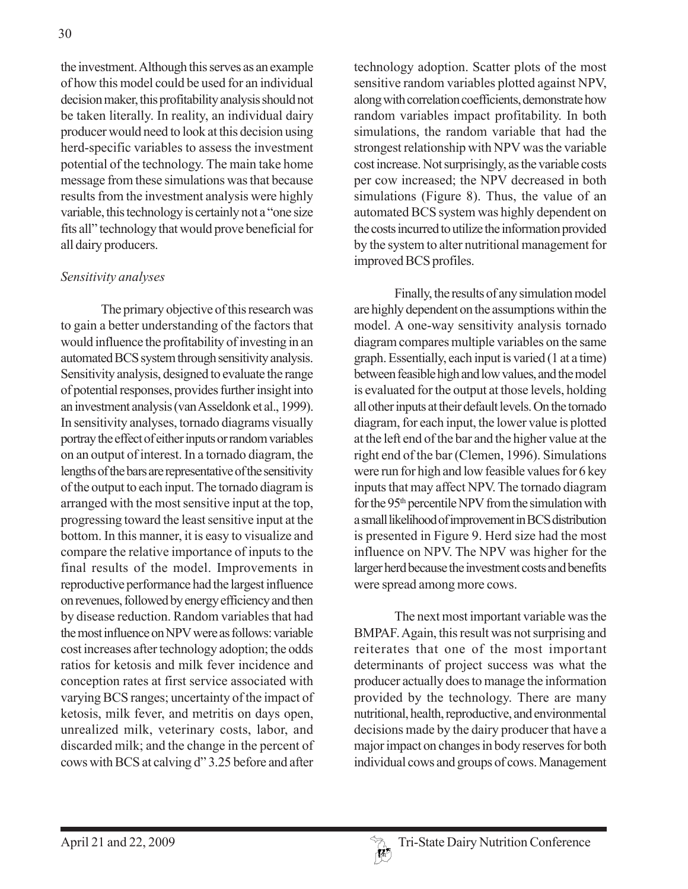the investment. Although this serves as an example of how this model could be used for an individual decision maker, this profitability analysis should not be taken literally. In reality, an individual dairy producer would need to look at this decision using herd-specific variables to assess the investment potential of the technology. The main take home message from these simulations was that because results from the investment analysis were highly variable, this technology is certainly not a "one size fits all" technology that would prove beneficial for all dairy producers.

*Sensitivity analyses*

The primary objective of this research was to gain a better understanding of the factors that would influence the profitability of investing in an automated BCS system through sensitivity analysis. Sensitivity analysis, designed to evaluate the range of potential responses, provides further insight into an investment analysis (van Asseldonk et al., 1999). In sensitivity analyses, tornado diagrams visually portray the effect of either inputs or random variables on an output of interest. In a tornado diagram, the lengths of the bars are representative of the sensitivity of the output to each input. The tornado diagram is arranged with the most sensitive input at the top, progressing toward the least sensitive input at the bottom. In this manner, it is easy to visualize and compare the relative importance of inputs to the final results of the model. Improvements in reproductive performance had the largest influence on revenues, followed by energy efficiency and then by disease reduction. Random variables that had the most influence on NPV were as follows: variable cost increases after technology adoption; the odds ratios for ketosis and milk fever incidence and conception rates at first service associated with varying BCS ranges; uncertainty of the impact of ketosis, milk fever, and metritis on days open, unrealized milk, veterinary costs, labor, and discarded milk; and the change in the percent of cows with BCS at calving d" 3.25 before and after technology adoption. Scatter plots of the most sensitive random variables plotted against NPV, along with correlation coefficients, demonstrate how random variables impact profitability. In both simulations, the random variable that had the strongest relationship with NPV was the variable cost increase. Not surprisingly, as the variable costs per cow increased; the NPV decreased in both simulations (Figure 8). Thus, the value of an automated BCS system was highly dependent on the costs incurred to utilize the information provided by the system to alter nutritional management for improved BCS profiles.

Finally, the results of any simulation model are highly dependent on the assumptions within the model. A one-way sensitivity analysis tornado diagram compares multiple variables on the same graph. Essentially, each input is varied (1 at a time) between feasible high and low values, and the model is evaluated for the output at those levels, holding all other inputs at their default levels. On the tornado diagram, for each input, the lower value is plotted at the left end of the bar and the higher value at the right end of the bar (Clemen, 1996). Simulations were run for high and low feasible values for 6 key inputs that may affect NPV. The tornado diagram for the 95th percentile NPV from the simulation with a small likelihood of improvement in BCS distribution is presented in Figure 9. Herd size had the most influence on NPV. The NPV was higher for the larger herd because the investment costs and benefits were spread among more cows.

The next most important variable was the BMPAF. Again, this result was not surprising and reiterates that one of the most important determinants of project success was what the producer actually does to manage the information provided by the technology. There are many nutritional, health, reproductive, and environmental decisions made by the dairy producer that have a major impact on changes in body reserves for both individual cows and groups of cows. Management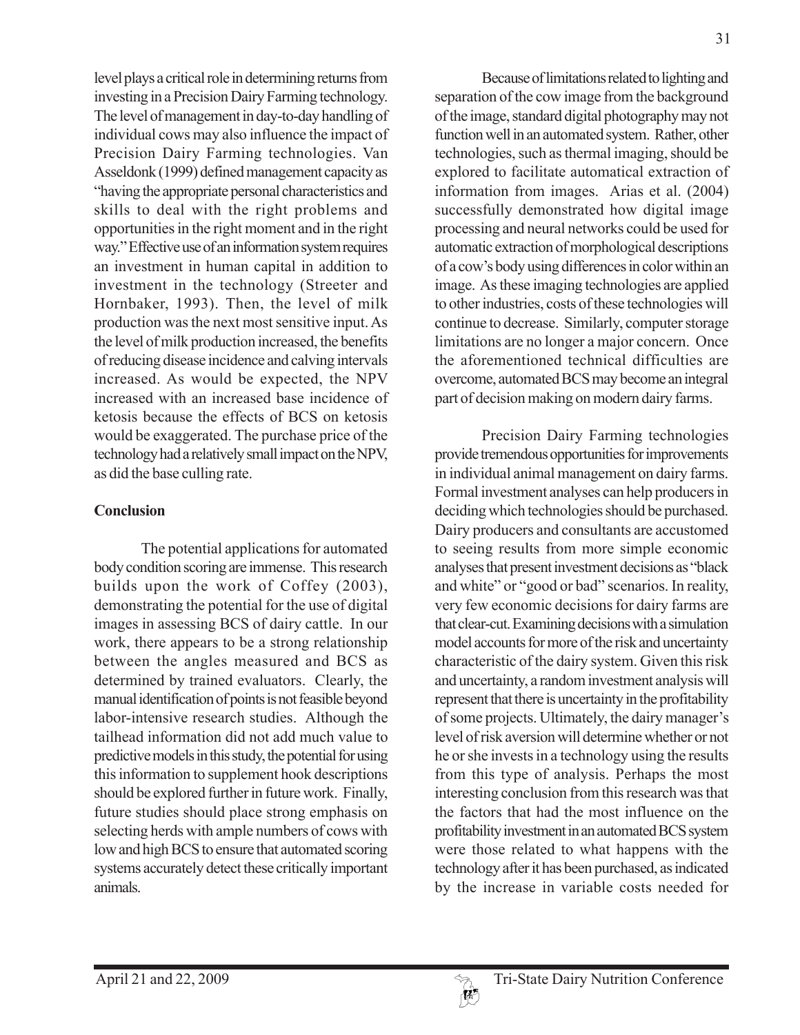level plays a critical role in determining returns from investing in a Precision Dairy Farming technology. The level of management in day-to-day handling of individual cows may also influence the impact of Precision Dairy Farming technologies. Van Asseldonk (1999) defined management capacity as "having the appropriate personal characteristics and skills to deal with the right problems and opportunities in the right moment and in the right way." Effective use of an information system requires an investment in human capital in addition to investment in the technology (Streeter and Hornbaker, 1993). Then, the level of milk production was the next most sensitive input. As the level of milk production increased, the benefits of reducing disease incidence and calving intervals increased. As would be expected, the NPV increased with an increased base incidence of ketosis because the effects of BCS on ketosis would be exaggerated. The purchase price of the technology had a relatively small impact on the NPV, as did the base culling rate.

## Conclusion

The potential applications for automated body condition scoring are immense. This research builds upon the work of Coffey (2003), demonstrating the potential for the use of digital images in assessing BCS of dairy cattle. In our work, there appears to be a strong relationship between the angles measured and BCS as determined by trained evaluators. Clearly, the manual identification of points is not feasible beyond labor-intensive research studies. Although the tailhead information did not add much value to predictive models in this study, the potential for using this information to supplement hook descriptions should be explored further in future work. Finally, future studies should place strong emphasis on selecting herds with ample numbers of cows with low and high BCS to ensure that automated scoring systems accurately detect these critically important animals.

Because of limitations related to lighting and separation of the cow image from the background of the image, standard digital photography may not function well in an automated system. Rather, other technologies, such as thermal imaging, should be explored to facilitate automatical extraction of information from images. Arias et al. (2004) successfully demonstrated how digital image processing and neural networks could be used for automatic extraction of morphological descriptions of a cow's body using differences in color within an image. As these imaging technologies are applied to other industries, costs of these technologies will continue to decrease. Similarly, computer storage limitations are no longer a major concern. Once the aforementioned technical difficulties are overcome, automated BCS may become an integral part of decision making on modern dairy farms.

Precision Dairy Farming technologies provide tremendous opportunities for improvements in individual animal management on dairy farms. Formal investment analyses can help producers in deciding which technologies should be purchased. Dairy producers and consultants are accustomed to seeing results from more simple economic analyses that present investment decisions as "black and white" or "good or bad" scenarios. In reality, very few economic decisions for dairy farms are that clear-cut. Examining decisions with a simulation model accounts for more of the risk and uncertainty characteristic of the dairy system. Given this risk and uncertainty, a random investment analysis will represent that there is uncertainty in the profitability of some projects. Ultimately, the dairy manager's level of risk aversion will determine whether or not he or she invests in a technology using the results from this type of analysis. Perhaps the most interesting conclusion from this research was that the factors that had the most influence on the profitability investment in an automated BCS system were those related to what happens with the technology after it has been purchased, as indicated by the increase in variable costs needed for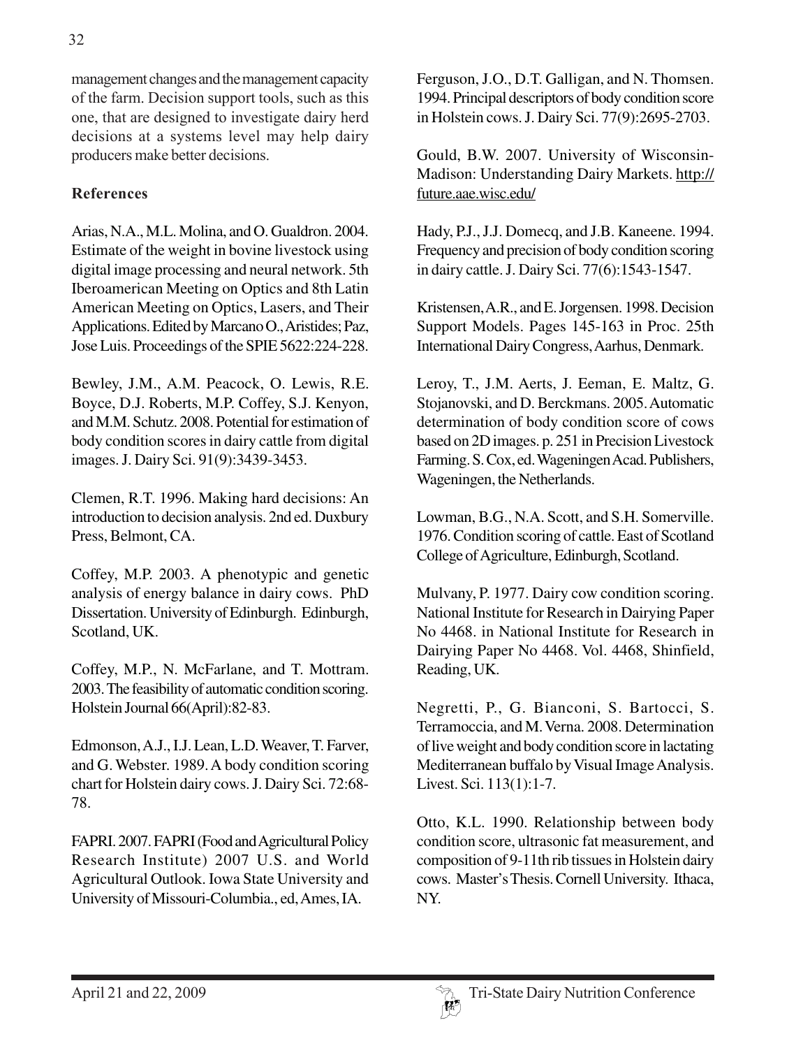management changes and the management capacity of the farm. Decision support tools, such as this one, that are designed to investigate dairy herd decisions at a systems level may help dairy producers make better decisions.

**References**

Arias, N.A., M.L. Molina, and O. Gualdron. 2004. Estimate of the weight in bovine livestock using digital image processing and neural network. 5th Iberoamerican Meeting on Optics and 8th Latin American Meeting on Optics, Lasers, and Their Applications. Edited by Marcano O., Aristides; Paz, Jose Luis. Proceedings of the SPIE 5622:224-228.

Bewley, J.M., A.M. Peacock, O. Lewis, R.E. Boyce, D.J. Roberts, M.P. Coffey, S.J. Kenyon, and M.M. Schutz. 2008. Potential for estimation of body condition scores in dairy cattle from digital images. J. Dairy Sci. 91(9):3439-3453.

Clemen, R.T. 1996. Making hard decisions: An introduction to decision analysis. 2nd ed. Duxbury Press, Belmont, CA.

Coffey, M.P. 2003. A phenotypic and genetic analysis of energy balance in dairy cows. PhD Dissertation. University of Edinburgh. Edinburgh, Scotland, UK.

Coffey, M.P., N. McFarlane, and T. Mottram. 2003. The feasibility of automatic condition scoring. Holstein Journal 66(April):82-83.

Edmonson, A.J., I.J. Lean, L.D. Weaver, T. Farver, and G. Webster. 1989. A body condition scoring chart for Holstein dairy cows. J. Dairy Sci. 72:68-78.

FAPRI. 2007. FAPRI (Food and Agricultural Policy Research Institute) 2007 U.S. and World Agricultural Outlook. Iowa State University and University of Missouri-Columbia., ed, Ames, IA.

Ferguson, J.O., D.T. Galligan, and N. Thomsen. 1994. Principal descriptors of body condition score in Holstein cows. J. Dairy Sci. 77(9):2695-2703.

Gould, B.W. 2007. University of Wisconsin-Madison: Understanding Dairy Markets. http://future.aae.wisc.edu/

Hady, P.J., J.J. Domecq, and J.B. Kaneene. 1994. Frequency and precision of body condition scoring in dairy cattle. J. Dairy Sci. 77(6):1543-1547.

Kristensen, A.R., and E. Jorgensen. 1998. Decision Support Models. Pages 145-163 in Proc. 25th International Dairy Congress, Aarhus, Denmark.

Leroy, T., J.M. Aerts, J. Eeman, E. Maltz, G. Stojanovski, and D. Berckmans. 2005. Automatic determination of body condition score of cows based on 2D images. p. 251 in Precision Livestock Farming. S. Cox, ed. Wageningen Acad. Publishers, Wageningen, the Netherlands.

Lowman, B.G., N.A. Scott, and S.H. Somerville. 1976. Condition scoring of cattle. East of Scotland College of Agriculture, Edinburgh, Scotland.

Mulvany, P. 1977. Dairy cow condition scoring. National Institute for Research in Dairying Paper No 4468. in National Institute for Research in Dairying Paper No 4468. Vol. 4468, Shinfield, Reading, UK.

Negretti, P., G. Bianconi, S. Bartocci, S. Terramoccia, and M. Verna. 2008. Determination of live weight and body condition score in lactating Mediterranean buffalo by Visual Image Analysis. Livest. Sci. 113(1):1-7.

Otto, K.L. 1990. Relationship between body condition score, ultrasonic fat measurement, and composition of 9-11th rib tissues in Holstein dairy cows. Master's Thesis. Cornell University. Ithaca, NY.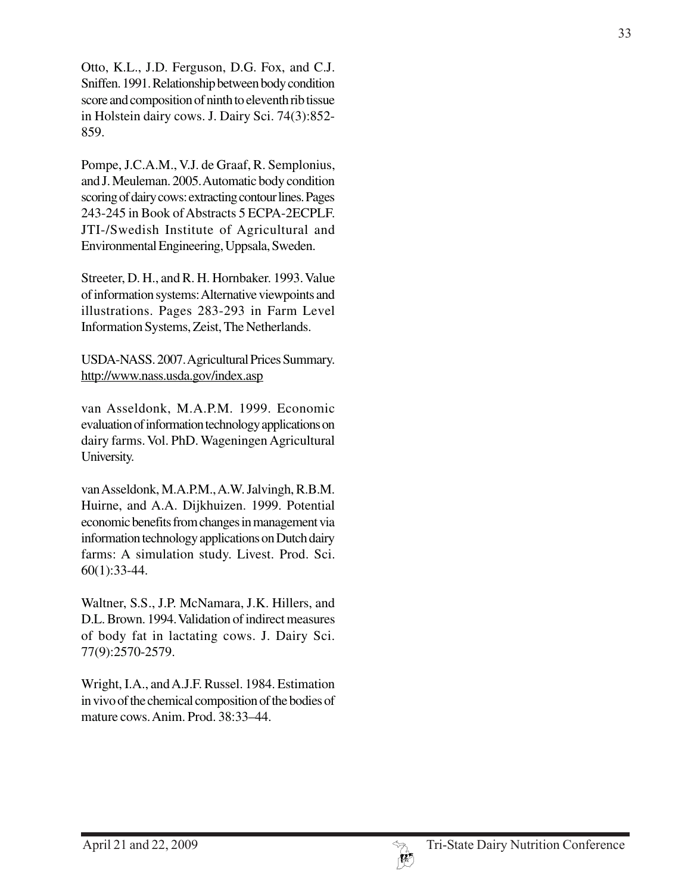Otto, K.L., J.D. Ferguson, D.G. Fox, and C.J. Sniffen. 1991. Relationship between body condition score and composition of ninth to eleventh rib tissue in Holstein dairy cows. J. Dairy Sci. 74(3):852-859.

Pompe, J.C.A.M., V.J. de Graaf, R. Semplonius, and J. Meuleman. 2005. Automatic body condition scoring of dairy cows: extracting contour lines. Pages 243-245 in Book of Abstracts 5 ECPA-2ECPLF. JTI-/Swedish Institute of Agricultural and Environmental Engineering, Uppsala, Sweden.

Streeter, D. H., and R. H. Hornbaker. 1993. Value of information systems: Alternative viewpoints and illustrations. Pages 283-293 in Farm Level Information Systems, Zeist, The Netherlands.

USDA-NASS. 2007. Agricultural Prices Summary. http://www.nass.usda.gov/index.asp

van Asseldonk, M.A.P.M. 1999. Economic evaluation of information technology applications on dairy farms. Vol. PhD. Wageningen Agricultural University.

van Asseldonk, M.A.P.M., A.W. Jalvingh, R.B.M. Huirne, and A.A. Dijkhuizen. 1999. Potential economic benefits from changes in management via information technology applications on Dutch dairy farms: A simulation study. Livest. Prod. Sci. 60(1):33-44.

Waltner, S.S., J.P. McNamara, J.K. Hillers, and D.L. Brown. 1994. Validation of indirect measures of body fat in lactating cows. J. Dairy Sci. 77(9):2570-2579.

Wright, I.A., and A.J.F. Russel. 1984. Estimation in vivo of the chemical composition of the bodies of mature cows. Anim. Prod. 38:33–44.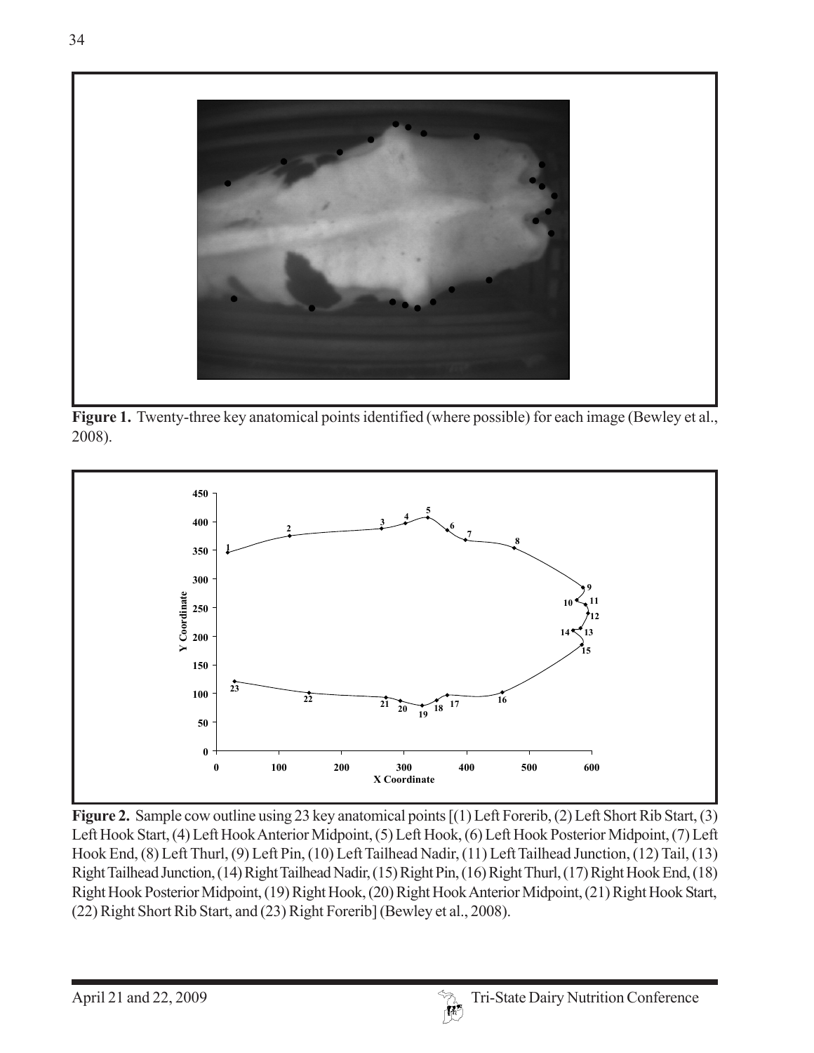**Figure 1.** Twenty-three key anatomical points identified (where possible) for each image (Bewley et al., 2008).

**Figure 2.** Sample cow outline using 23 key anatomical points [(1) Left Forerib, (2) Left Short Rib Start, (3) Left Hook Start, (4) Left Hook Anterior Midpoint, (5) Left Hook, (6) Left Hook Posterior Midpoint, (7) Left Hook End, (8) Left Thurl, (9) Left Pin, (10) Left Tailhead Nadir, (11) Left Tailhead Junction, (12) Tail, (13) Right Tailhead Junction, (14) Right Tailhead Nadir, (15) Right Pin, (16) Right Thurl, (17) Right Hook End, (18) Right Hook Posterior Midpoint, (19) Right Hook, (20) Right Hook Anterior Midpoint, (21) Right Hook Start, (22) Right Short Rib Start, and (23) Right Forerib] (Bewley et al., 2008).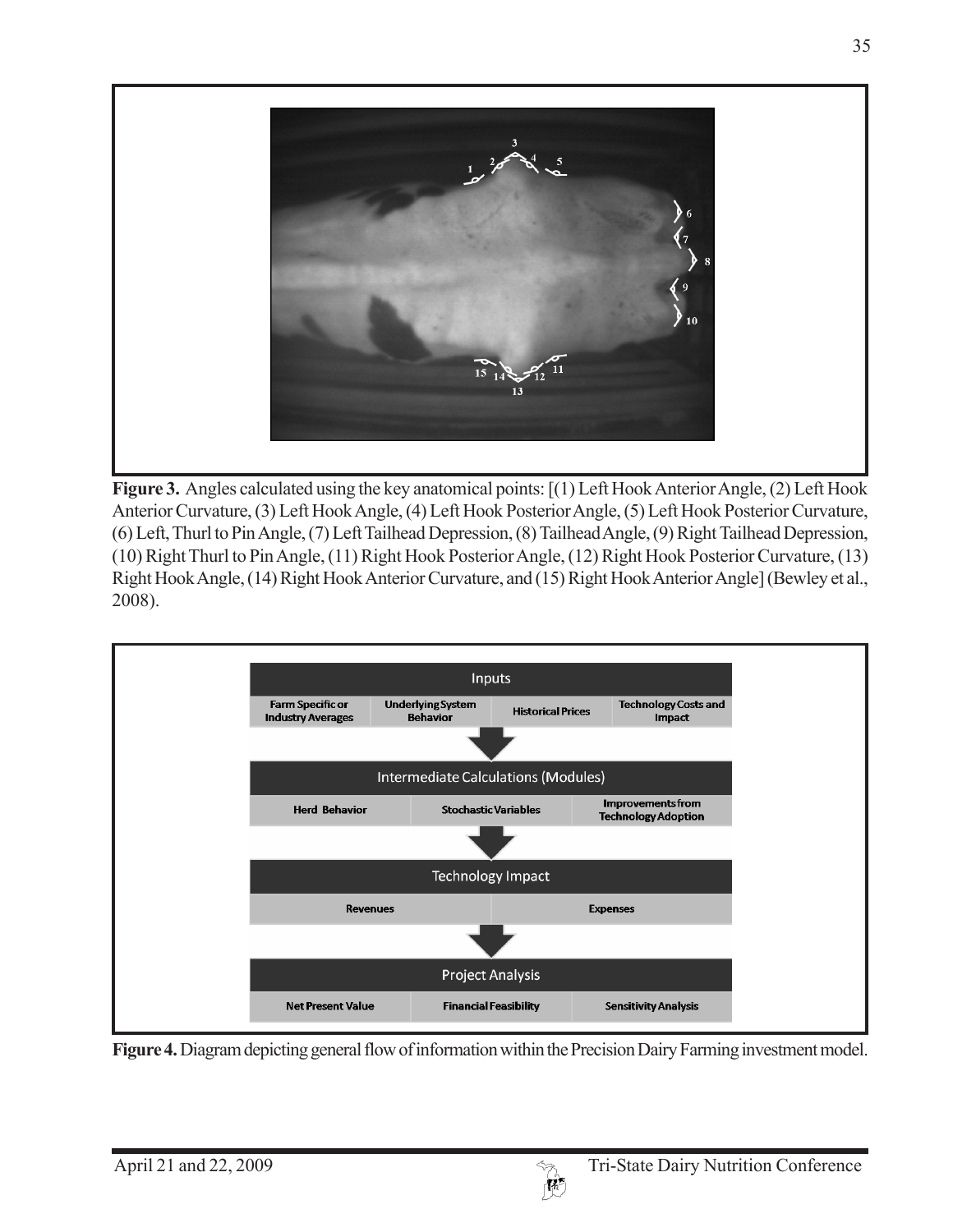**Figure 3.** Angles calculated using the key anatomical points: [(1) Left Hook Anterior Angle, (2) Left Hook Anterior Curvature, (3) Left Hook Angle, (4) Left Hook Posterior Angle, (5) Left Hook Posterior Curvature, (6) Left, Thurl to Pin Angle, (7) Left Tailhead Depression, (8) Tailhead Angle, (9) Right Tailhead Depression, (10) Right Thurl to Pin Angle, (11) Right Hook Posterior Angle, (12) Right Hook Posterior Curvature, (13) Right Hook Angle, (14) Right Hook Anterior Curvature, and (15) Right Hook Anterior Angle] (Bewley et al., 2008).

| Inputs | | | |
|---|---|---|---|
| Farm Specific or Industry Averages | Underlying System Behavior | Historical Prices | Technology Costs and Impact |

| Intermediate Calculations (Modules) | | |
|---|---|---|
| Herd Behavior | Stochastic Variables | Improvements from Technology Adoption |

| Technology Impact | |
|---|---|
| Revenues | Expenses |

| Project Analysis | | |
|---|---|---|
| Net Present Value | Financial Feasibility | Sensitivity Analysis |

**Figure 4.** Diagram depicting general flow of information within the Precision Dairy Farming investment model.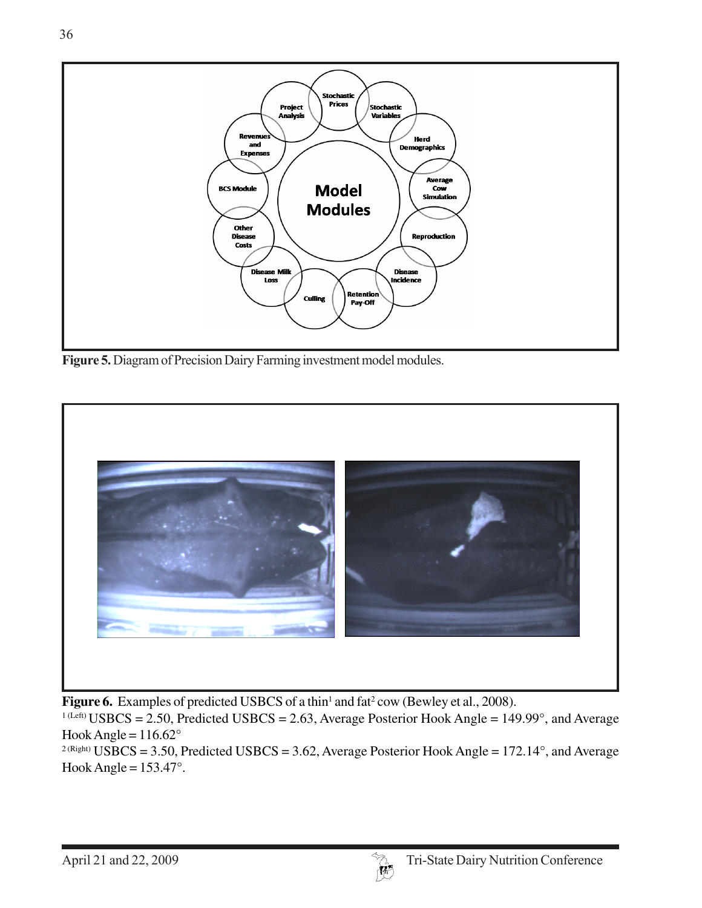**Figure 5.** Diagram of Precision Dairy Farming investment model modules.

**Figure 6.** Examples of predicted USBCS of a thin[1] and fat[2] cow (Bewley et al., 2008).

[1 (Left)] USBCS = 2.50, Predicted USBCS = 2.63, Average Posterior Hook Angle = 149.99°, and Average Hook Angle = 116.62°

[2 (Right)] USBCS = 3.50, Predicted USBCS = 3.62, Average Posterior Hook Angle = 172.14°, and Average Hook Angle = 153.47°.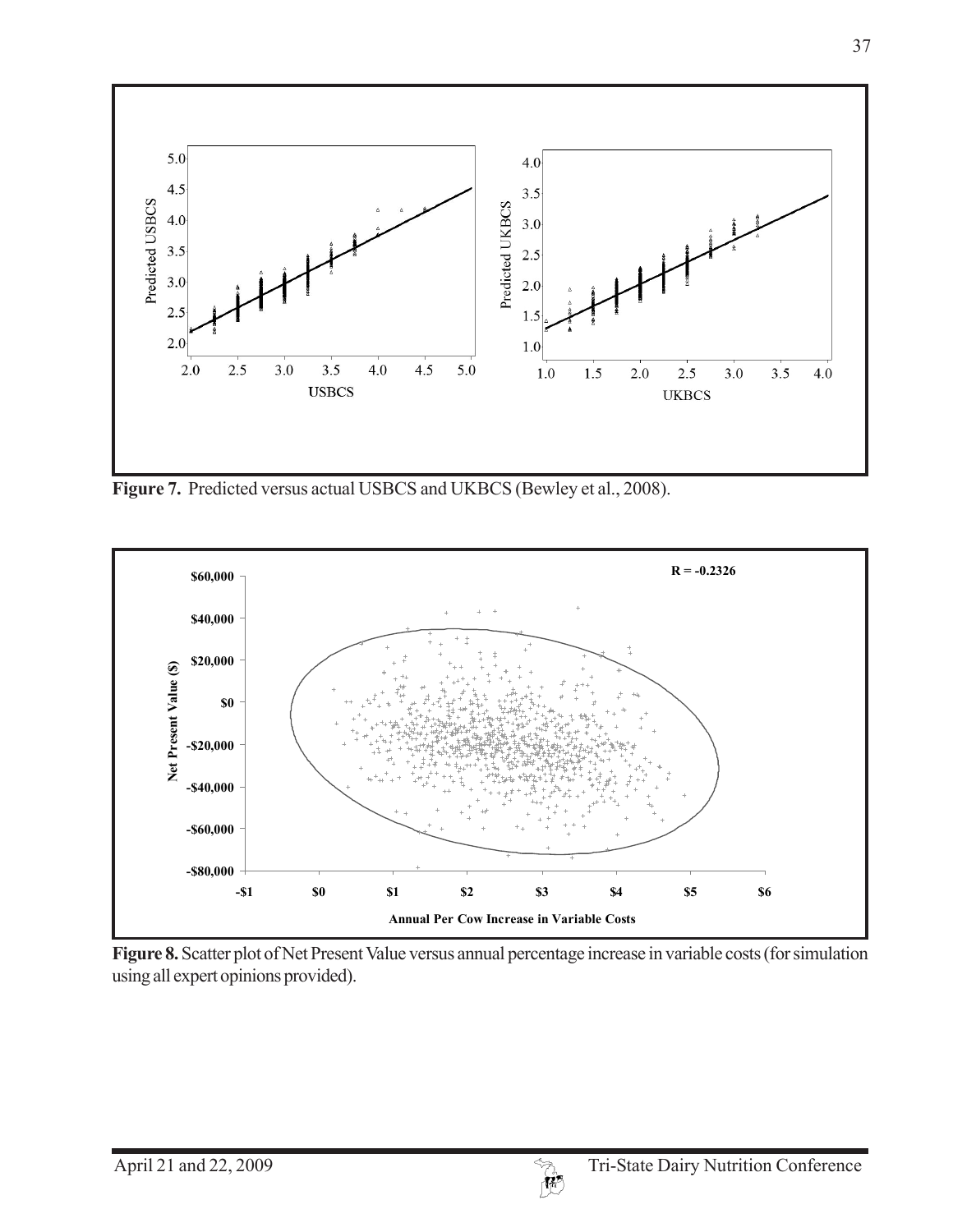**Figure 7.** Predicted versus actual USBCS and UKBCS (Bewley et al., 2008).

**Figure 8.** Scatter plot of Net Present Value versus annual percentage increase in variable costs (for simulation using all expert opinions provided).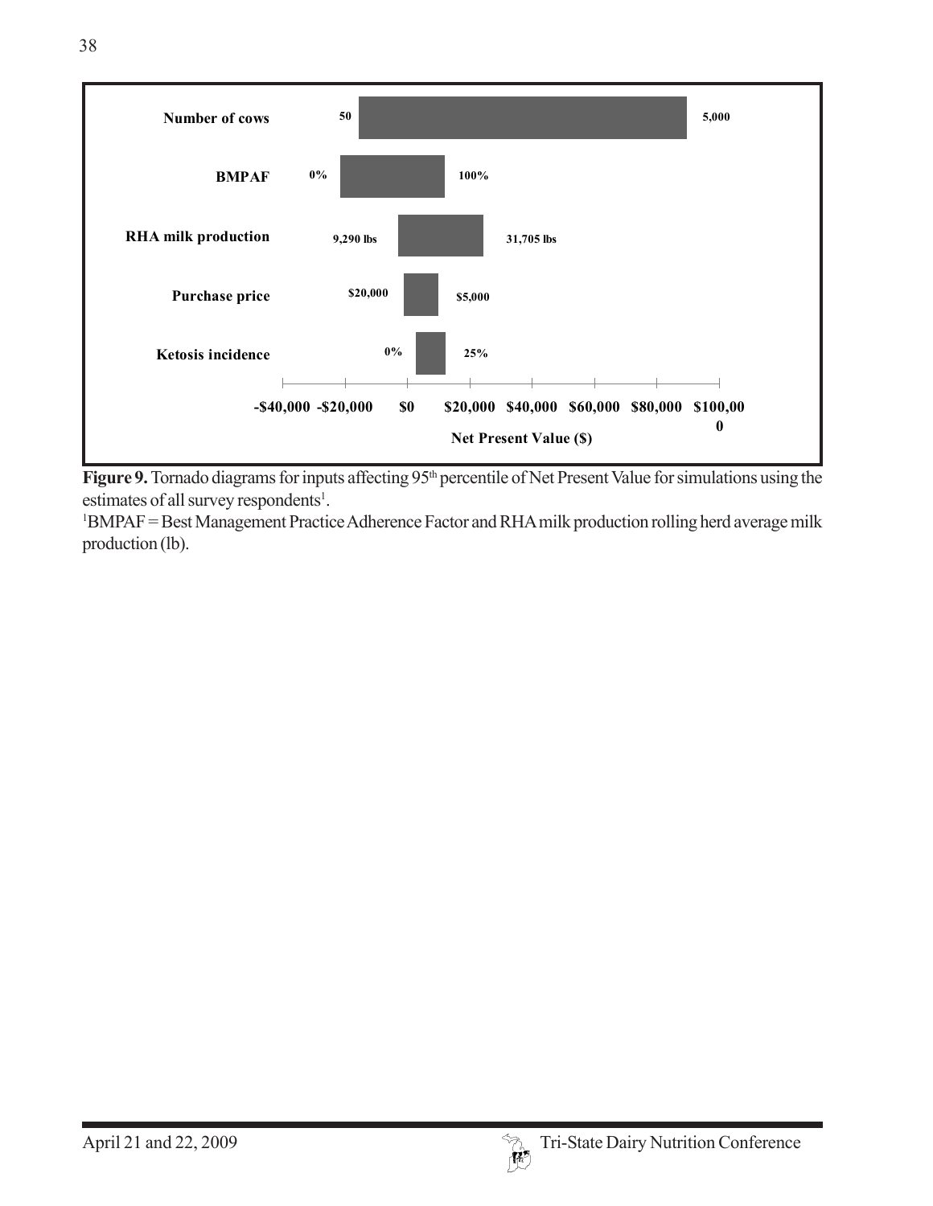Number of cows

50

5,000

BMPAF

0%

100%

RHA milk production

9,290 lbs

31,705 lbs

Purchase price

$20,000

$5,000

Ketosis incidence

0%

25%

-$40,000 -$20,000 $0 $20,000 $40,000 $60,000 $80,000 $100,000

Net Present Value ($)

**Figure 9.** Tornado diagrams for inputs affecting 95th percentile of Net Present Value for simulations using the estimates of all survey respondents[1].

[1]BMPAF = Best Management Practice Adherence Factor and RHA milk production rolling herd average milk production (lb).